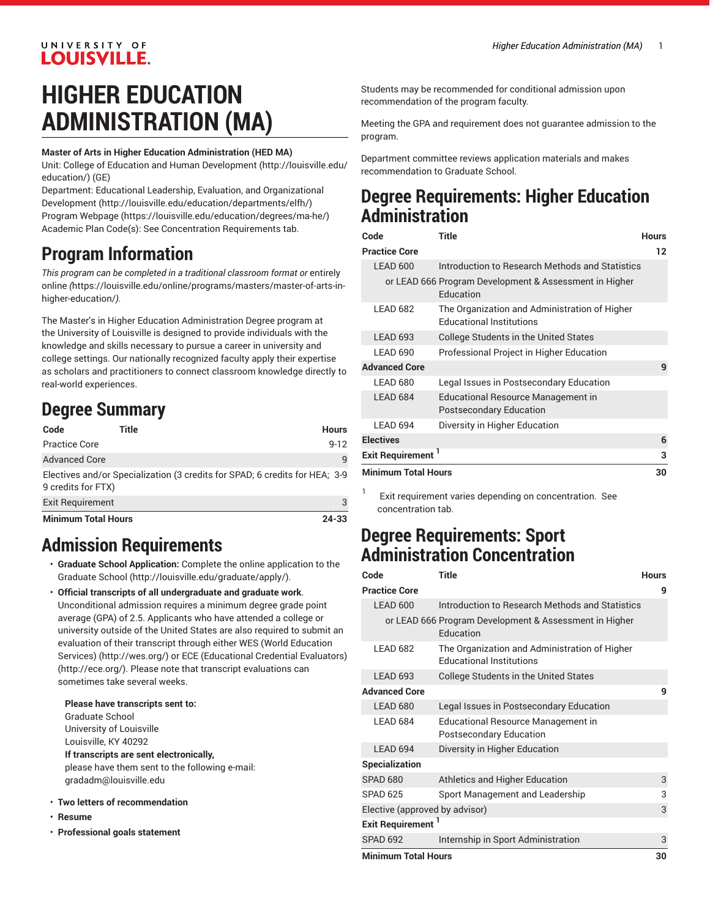# HIGHER EDUCATION ADMINISTRATION (MA)

**Master of Arts in Higher Education Administration (HED MA)**
Unit: College of Education and Human Development (http://louisville.edu/education/) (GE)
Department: Educational Leadership, Evaluation, and Organizational Development (http://louisville.edu/education/departments/elfh/)
Program Webpage (https://louisville.edu/education/degrees/ma-he/)
Academic Plan Code(s): See Concentration Requirements tab.

## Program Information

*This program can be completed in a traditional classroom format or* entirely online *(https://louisville.edu/online/programs/masters/master-of-arts-in-higher-education/).*

The Master's in Higher Education Administration Degree program at the University of Louisville is designed to provide individuals with the knowledge and skills necessary to pursue a career in university and college settings. Our nationally recognized faculty apply their expertise as scholars and practitioners to connect classroom knowledge directly to real-world experiences.

## Degree Summary

| Code | Title | Hours |
|---|---|---|
| Practice Core | | 9-12 |
| Advanced Core | | 9 |
| Electives and/or Specialization (3 credits for SPAD; 6 credits for HEA; 9 credits for FTX) | | 3-9 |
| Exit Requirement | | 3 |
| **Minimum Total Hours** | | **24-33** |

## Admission Requirements

- **Graduate School Application:** Complete the online application to the Graduate School (http://louisville.edu/graduate/apply/).
- **Official transcripts of all undergraduate and graduate work**. Unconditional admission requires a minimum degree grade point average (GPA) of 2.5. Applicants who have attended a college or university outside of the United States are also required to submit an evaluation of their transcript through either WES (World Education Services) (http://wes.org/) or ECE (Educational Credential Evaluators) (http://ece.org/). Please note that transcript evaluations can sometimes take several weeks.

  **Please have transcripts sent to:**
  Graduate School
  University of Louisville
  Louisville, KY 40292
  **If transcripts are sent electronically,**
  please have them sent to the following e-mail:
  gradadm@louisville.edu

- **Two letters of recommendation**
- **Resume**
- **Professional goals statement**

Students may be recommended for conditional admission upon recommendation of the program faculty.

Meeting the GPA and requirement does not guarantee admission to the program.

Department committee reviews application materials and makes recommendation to Graduate School.

## Degree Requirements: Higher Education Administration

| Code | Title | Hours |
|---|---|---|
| **Practice Core** | | **12** |
| LEAD 600 | Introduction to Research Methods and Statistics | |
| or LEAD 666 | Program Development & Assessment in Higher Education | |
| LEAD 682 | The Organization and Administration of Higher Educational Institutions | |
| LEAD 693 | College Students in the United States | |
| LEAD 690 | Professional Project in Higher Education | |
| **Advanced Core** | | **9** |
| LEAD 680 | Legal Issues in Postsecondary Education | |
| LEAD 684 | Educational Resource Management in Postsecondary Education | |
| LEAD 694 | Diversity in Higher Education | |
| **Electives** | | **6** |
| **Exit Requirement** [1] | | **3** |
| **Minimum Total Hours** | | **30** |

[1] Exit requirement varies depending on concentration. See concentration tab.

## Degree Requirements: Sport Administration Concentration

| Code | Title | Hours |
|---|---|---|
| **Practice Core** | | **9** |
| LEAD 600 | Introduction to Research Methods and Statistics | |
| or LEAD 666 | Program Development & Assessment in Higher Education | |
| LEAD 682 | The Organization and Administration of Higher Educational Institutions | |
| LEAD 693 | College Students in the United States | |
| **Advanced Core** | | **9** |
| LEAD 680 | Legal Issues in Postsecondary Education | |
| LEAD 684 | Educational Resource Management in Postsecondary Education | |
| LEAD 694 | Diversity in Higher Education | |
| **Specialization** | | |
| SPAD 680 | Athletics and Higher Education | 3 |
| SPAD 625 | Sport Management and Leadership | 3 |
| Elective (approved by advisor) | | 3 |
| **Exit Requirement** [1] | | |
| SPAD 692 | Internship in Sport Administration | 3 |
| **Minimum Total Hours** | | **30** |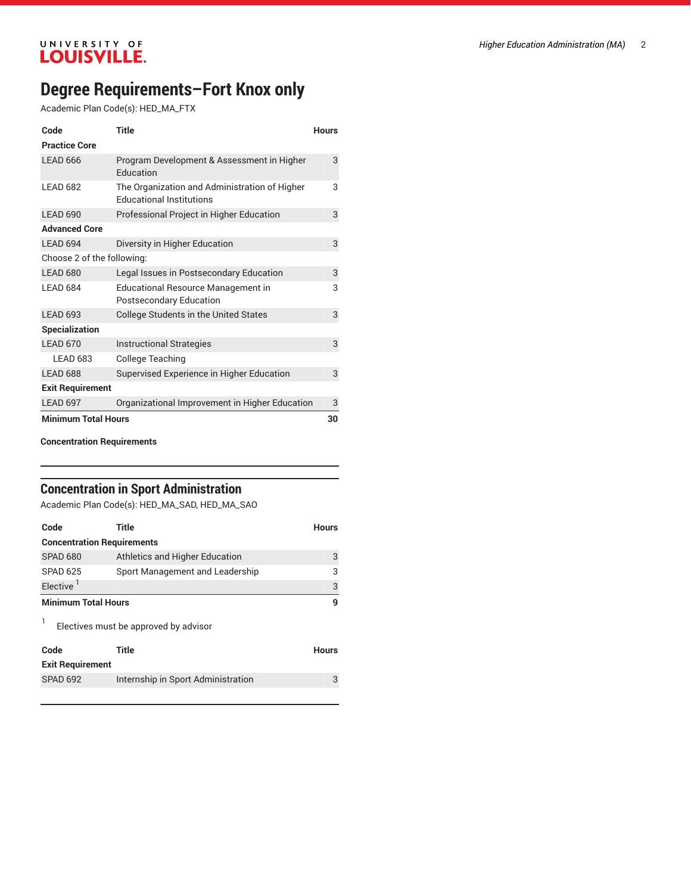## Degree Requirements–Fort Knox only

Academic Plan Code(s): HED_MA_FTX

| Code | Title | Hours |
|---|---|---|
| **Practice Core** | | |
| LEAD 666 | Program Development & Assessment in Higher Education | 3 |
| LEAD 682 | The Organization and Administration of Higher Educational Institutions | 3 |
| LEAD 690 | Professional Project in Higher Education | 3 |
| **Advanced Core** | | |
| LEAD 694 | Diversity in Higher Education | 3 |
| Choose 2 of the following: | | |
| LEAD 680 | Legal Issues in Postsecondary Education | 3 |
| LEAD 684 | Educational Resource Management in Postsecondary Education | 3 |
| LEAD 693 | College Students in the United States | 3 |
| **Specialization** | | |
| LEAD 670 | Instructional Strategies | 3 |
| LEAD 683 | College Teaching | |
| LEAD 688 | Supervised Experience in Higher Education | 3 |
| **Exit Requirement** | | |
| LEAD 697 | Organizational Improvement in Higher Education | 3 |
| **Minimum Total Hours** | | **30** |

**Concentration Requirements**

## Concentration in Sport Administration

Academic Plan Code(s): HED_MA_SAD, HED_MA_SAO

| Code | Title | Hours |
|---|---|---|
| **Concentration Requirements** | | |
| SPAD 680 | Athletics and Higher Education | 3 |
| SPAD 625 | Sport Management and Leadership | 3 |
| Elective [1] | | 3 |
| **Minimum Total Hours** | | **9** |

[1] Electives must be approved by advisor

| Code | Title | Hours |
|---|---|---|
| **Exit Requirement** | | |
| SPAD 692 | Internship in Sport Administration | 3 |